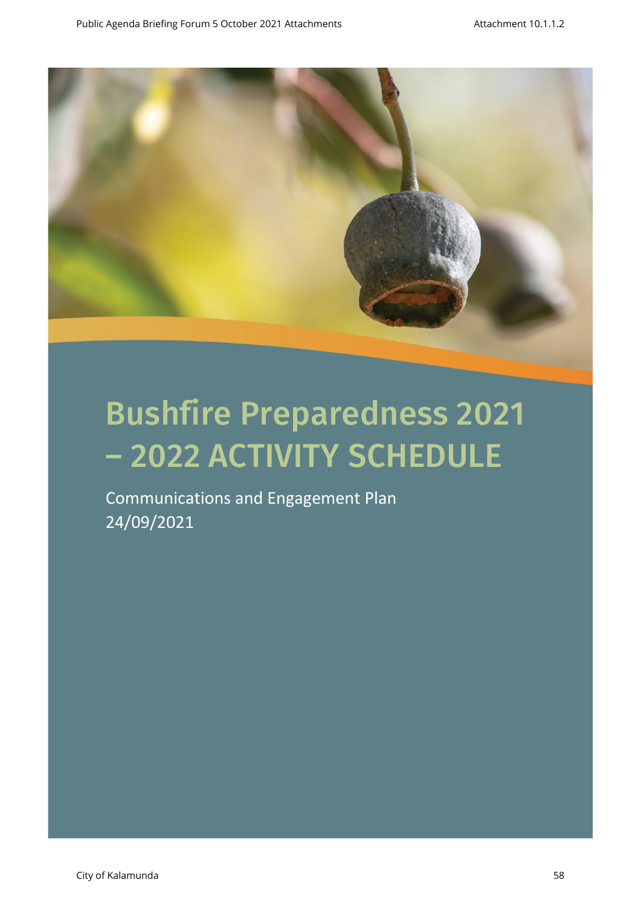# Bushfire Preparedness 2021 – 2022 ACTIVITY SCHEDULE

Communications and Engagement Plan
24/09/2021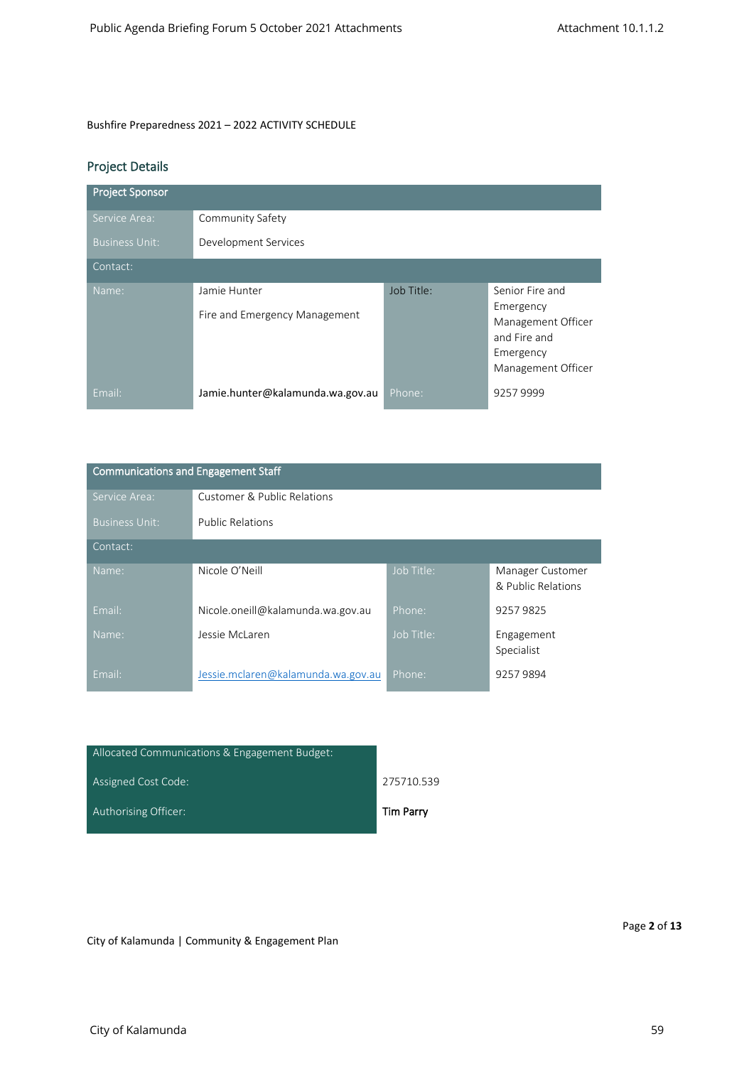Bushfire Preparedness 2021 – 2022 ACTIVITY SCHEDULE

## Project Details

| Project Sponsor | | | |
|---|---|---|---|
| Service Area: | Community Safety | | |
| Business Unit: | Development Services | | |
| Contact: | | | |
| Name: | Jamie Hunter<br>Fire and Emergency Management | Job Title: | Senior Fire and Emergency Management Officer and Fire and Emergency Management Officer |
| Email: | Jamie.hunter@kalamunda.wa.gov.au | Phone: | 9257 9999 |

| Communications and Engagement Staff | | | |
|---|---|---|---|
| Service Area: | Customer & Public Relations | | |
| Business Unit: | Public Relations | | |
| Contact: | | | |
| Name: | Nicole O'Neill | Job Title: | Manager Customer & Public Relations |
| Email: | Nicole.oneill@kalamunda.wa.gov.au | Phone: | 9257 9825 |
| Name: | Jessie McLaren | Job Title: | Engagement Specialist |
| Email: | Jessie.mclaren@kalamunda.wa.gov.au | Phone: | 9257 9894 |

| Allocated Communications & Engagement Budget: | |
|---|---|
| Assigned Cost Code: | 275710.539 |
| Authorising Officer: | **Tim Parry** |

City of Kalamunda | Community & Engagement Plan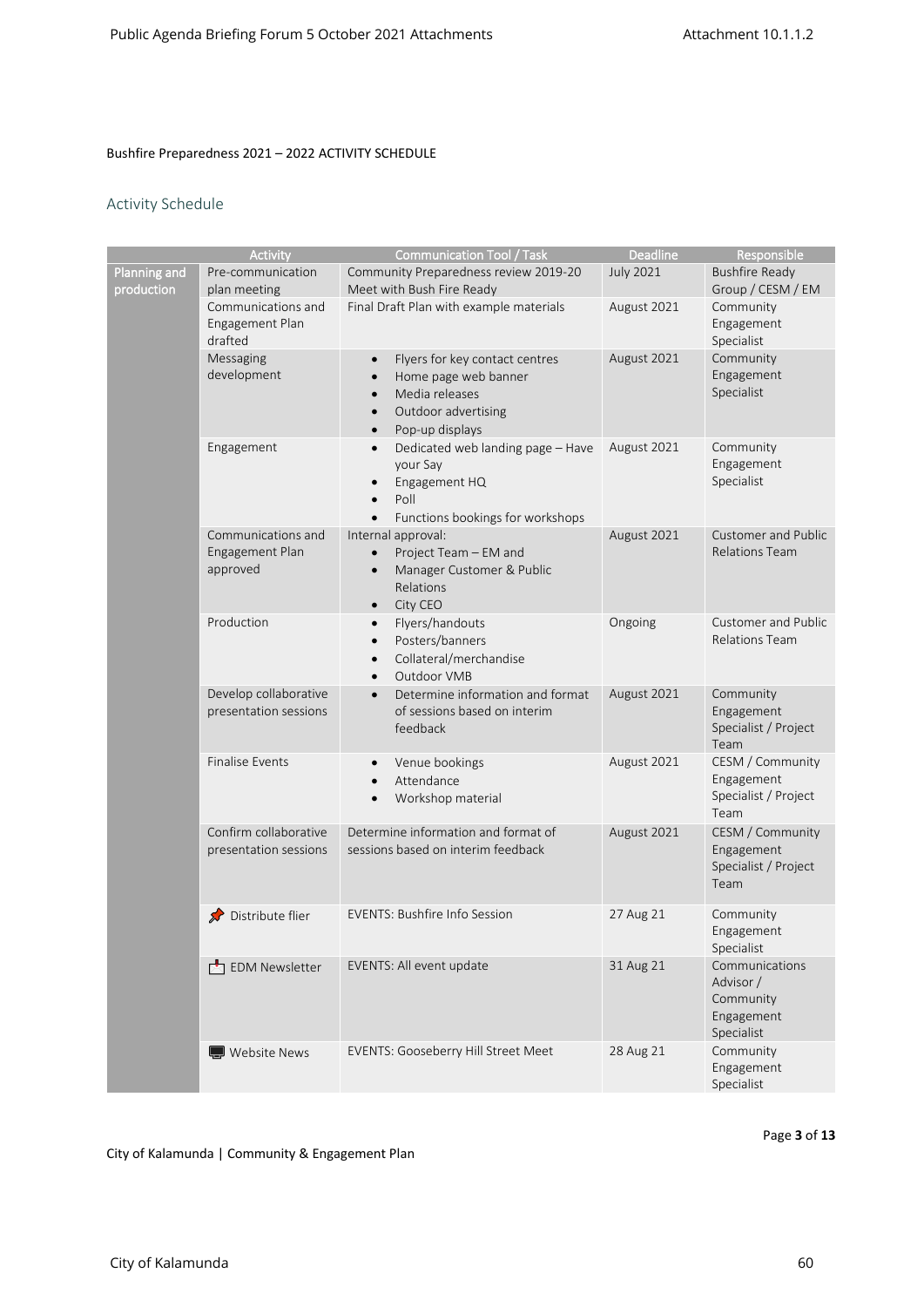Bushfire Preparedness 2021 – 2022 ACTIVITY SCHEDULE

## Activity Schedule

| | Activity | Communication Tool / Task | Deadline | Responsible |
|---|---|---|---|---|
| Planning and production | Pre-communication plan meeting | Community Preparedness review 2019-20 Meet with Bush Fire Ready | July 2021 | Bushfire Ready Group / CESM / EM |
| | Communications and Engagement Plan drafted | Final Draft Plan with example materials | August 2021 | Community Engagement Specialist |
| | Messaging development | • Flyers for key contact centres<br>• Home page web banner<br>• Media releases<br>• Outdoor advertising<br>• Pop-up displays | August 2021 | Community Engagement Specialist |
| | Engagement | • Dedicated web landing page – Have your Say<br>• Engagement HQ<br>• Poll<br>• Functions bookings for workshops | August 2021 | Community Engagement Specialist |
| | Communications and Engagement Plan approved | Internal approval:<br>• Project Team – EM and<br>• Manager Customer & Public Relations<br>• City CEO | August 2021 | Customer and Public Relations Team |
| | Production | • Flyers/handouts<br>• Posters/banners<br>• Collateral/merchandise<br>• Outdoor VMB | Ongoing | Customer and Public Relations Team |
| | Develop collaborative presentation sessions | • Determine information and format of sessions based on interim feedback | August 2021 | Community Engagement Specialist / Project Team |
| | Finalise Events | • Venue bookings<br>• Attendance<br>• Workshop material | August 2021 | CESM / Community Engagement Specialist / Project Team |
| | Confirm collaborative presentation sessions | Determine information and format of sessions based on interim feedback | August 2021 | CESM / Community Engagement Specialist / Project Team |
| | Distribute flier | EVENTS: Bushfire Info Session | 27 Aug 21 | Community Engagement Specialist |
| | EDM Newsletter | EVENTS: All event update | 31 Aug 21 | Communications Advisor / Community Engagement Specialist |
| | Website News | EVENTS: Gooseberry Hill Street Meet | 28 Aug 21 | Community Engagement Specialist |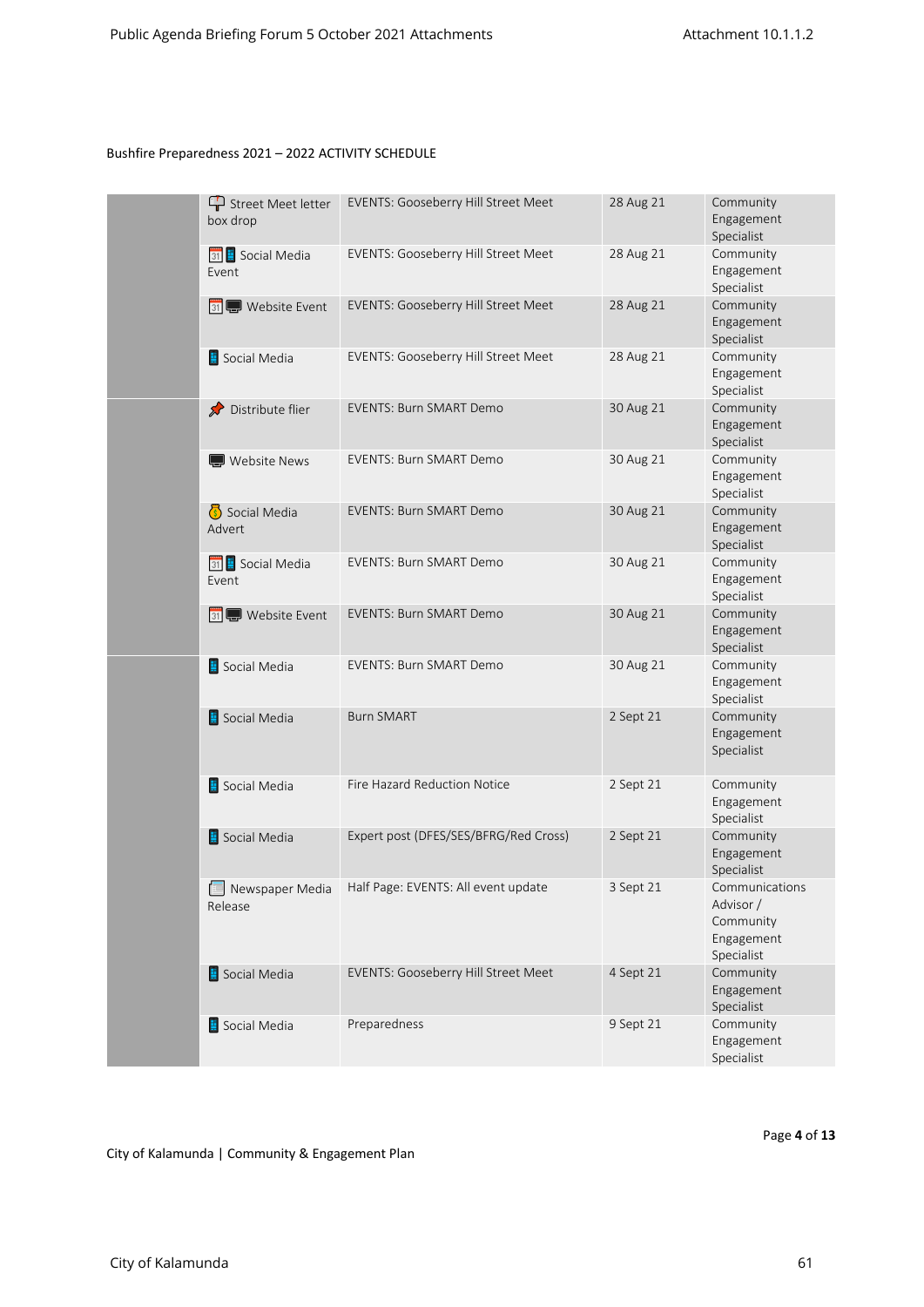Bushfire Preparedness 2021 – 2022 ACTIVITY SCHEDULE

| | | | | |
|---|---|---|---|---|
| | Street Meet letter box drop | EVENTS: Gooseberry Hill Street Meet | 28 Aug 21 | Community Engagement Specialist |
| | Social Media Event | EVENTS: Gooseberry Hill Street Meet | 28 Aug 21 | Community Engagement Specialist |
| | Website Event | EVENTS: Gooseberry Hill Street Meet | 28 Aug 21 | Community Engagement Specialist |
| | Social Media | EVENTS: Gooseberry Hill Street Meet | 28 Aug 21 | Community Engagement Specialist |
| | Distribute flier | EVENTS: Burn SMART Demo | 30 Aug 21 | Community Engagement Specialist |
| | Website News | EVENTS: Burn SMART Demo | 30 Aug 21 | Community Engagement Specialist |
| | Social Media Advert | EVENTS: Burn SMART Demo | 30 Aug 21 | Community Engagement Specialist |
| | Social Media Event | EVENTS: Burn SMART Demo | 30 Aug 21 | Community Engagement Specialist |
| | Website Event | EVENTS: Burn SMART Demo | 30 Aug 21 | Community Engagement Specialist |
| | Social Media | EVENTS: Burn SMART Demo | 30 Aug 21 | Community Engagement Specialist |
| | Social Media | Burn SMART | 2 Sept 21 | Community Engagement Specialist |
| | Social Media | Fire Hazard Reduction Notice | 2 Sept 21 | Community Engagement Specialist |
| | Social Media | Expert post (DFES/SES/BFRG/Red Cross) | 2 Sept 21 | Community Engagement Specialist |
| | Newspaper Media Release | Half Page: EVENTS: All event update | 3 Sept 21 | Communications Advisor / Community Engagement Specialist |
| | Social Media | EVENTS: Gooseberry Hill Street Meet | 4 Sept 21 | Community Engagement Specialist |
| | Social Media | Preparedness | 9 Sept 21 | Community Engagement Specialist |

City of Kalamunda | Community & Engagement Plan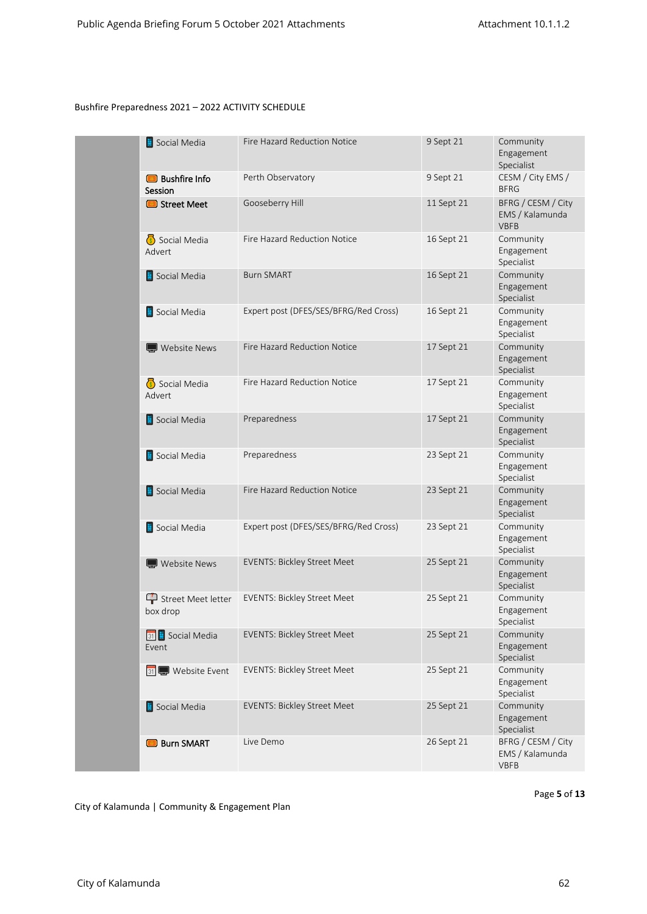Bushfire Preparedness 2021 – 2022 ACTIVITY SCHEDULE

| | | | | |
|---|---|---|---|---|
| | Social Media | Fire Hazard Reduction Notice | 9 Sept 21 | Community Engagement Specialist |
| | **Bushfire Info Session** | Perth Observatory | 9 Sept 21 | CESM / City EMS / BFRG |
| | **Street Meet** | Gooseberry Hill | 11 Sept 21 | BFRG / CESM / City EMS / Kalamunda VBFB |
| | Social Media Advert | Fire Hazard Reduction Notice | 16 Sept 21 | Community Engagement Specialist |
| | Social Media | Burn SMART | 16 Sept 21 | Community Engagement Specialist |
| | Social Media | Expert post (DFES/SES/BFRG/Red Cross) | 16 Sept 21 | Community Engagement Specialist |
| | Website News | Fire Hazard Reduction Notice | 17 Sept 21 | Community Engagement Specialist |
| | Social Media Advert | Fire Hazard Reduction Notice | 17 Sept 21 | Community Engagement Specialist |
| | Social Media | Preparedness | 17 Sept 21 | Community Engagement Specialist |
| | Social Media | Preparedness | 23 Sept 21 | Community Engagement Specialist |
| | Social Media | Fire Hazard Reduction Notice | 23 Sept 21 | Community Engagement Specialist |
| | Social Media | Expert post (DFES/SES/BFRG/Red Cross) | 23 Sept 21 | Community Engagement Specialist |
| | Website News | EVENTS: Bickley Street Meet | 25 Sept 21 | Community Engagement Specialist |
| | Street Meet letter box drop | EVENTS: Bickley Street Meet | 25 Sept 21 | Community Engagement Specialist |
| | Social Media Event | EVENTS: Bickley Street Meet | 25 Sept 21 | Community Engagement Specialist |
| | Website Event | EVENTS: Bickley Street Meet | 25 Sept 21 | Community Engagement Specialist |
| | Social Media | EVENTS: Bickley Street Meet | 25 Sept 21 | Community Engagement Specialist |
| | **Burn SMART** | Live Demo | 26 Sept 21 | BFRG / CESM / City EMS / Kalamunda VBFB |

City of Kalamunda | Community & Engagement Plan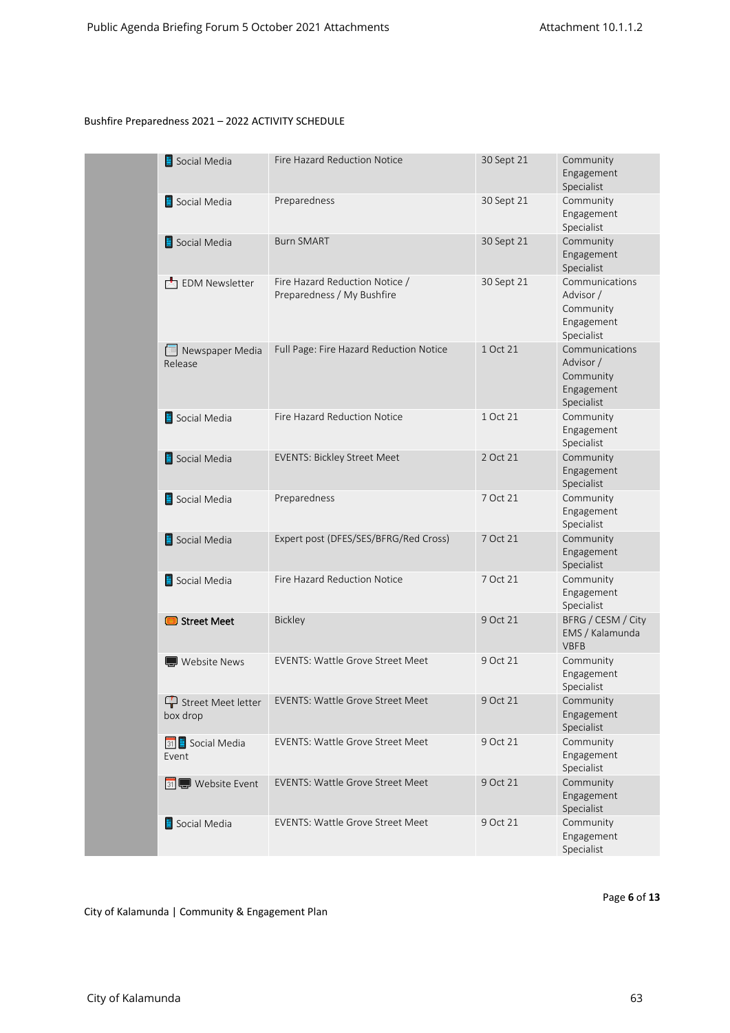Bushfire Preparedness 2021 – 2022 ACTIVITY SCHEDULE

| | | | | |
|---|---|---|---|---|
| | Social Media | Fire Hazard Reduction Notice | 30 Sept 21 | Community Engagement Specialist |
| | Social Media | Preparedness | 30 Sept 21 | Community Engagement Specialist |
| | Social Media | Burn SMART | 30 Sept 21 | Community Engagement Specialist |
| | EDM Newsletter | Fire Hazard Reduction Notice / Preparedness / My Bushfire | 30 Sept 21 | Communications Advisor / Community Engagement Specialist |
| | Newspaper Media Release | Full Page: Fire Hazard Reduction Notice | 1 Oct 21 | Communications Advisor / Community Engagement Specialist |
| | Social Media | Fire Hazard Reduction Notice | 1 Oct 21 | Community Engagement Specialist |
| | Social Media | EVENTS: Bickley Street Meet | 2 Oct 21 | Community Engagement Specialist |
| | Social Media | Preparedness | 7 Oct 21 | Community Engagement Specialist |
| | Social Media | Expert post (DFES/SES/BFRG/Red Cross) | 7 Oct 21 | Community Engagement Specialist |
| | Social Media | Fire Hazard Reduction Notice | 7 Oct 21 | Community Engagement Specialist |
| | **Street Meet** | Bickley | 9 Oct 21 | BFRG / CESM / City EMS / Kalamunda VBFB |
| | Website News | EVENTS: Wattle Grove Street Meet | 9 Oct 21 | Community Engagement Specialist |
| | Street Meet letter box drop | EVENTS: Wattle Grove Street Meet | 9 Oct 21 | Community Engagement Specialist |
| | Social Media Event | EVENTS: Wattle Grove Street Meet | 9 Oct 21 | Community Engagement Specialist |
| | Website Event | EVENTS: Wattle Grove Street Meet | 9 Oct 21 | Community Engagement Specialist |
| | Social Media | EVENTS: Wattle Grove Street Meet | 9 Oct 21 | Community Engagement Specialist |

City of Kalamunda | Community & Engagement Plan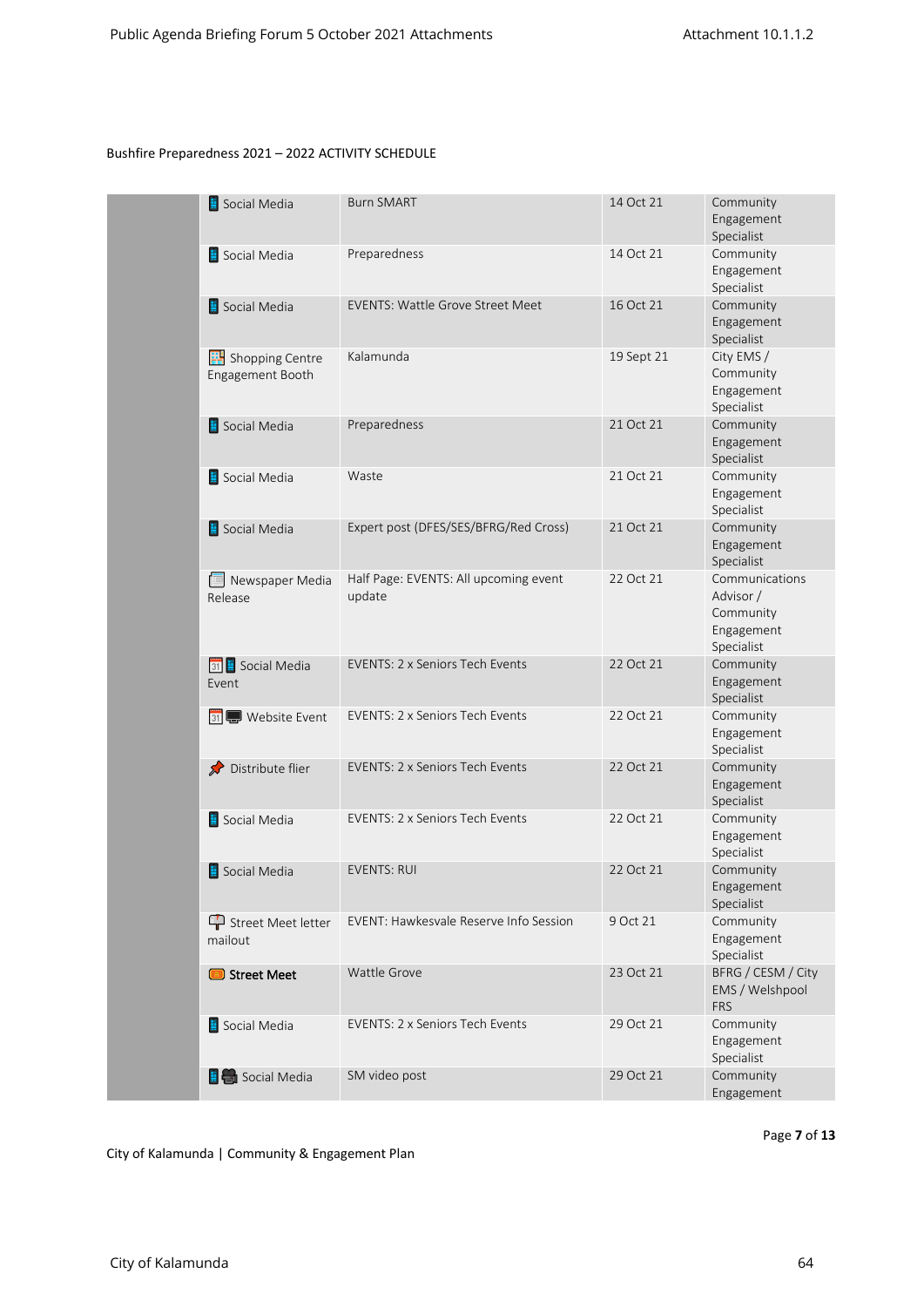Bushfire Preparedness 2021 – 2022 ACTIVITY SCHEDULE

| | | | | |
|---|---|---|---|---|
| | Social Media | Burn SMART | 14 Oct 21 | Community Engagement Specialist |
| | Social Media | Preparedness | 14 Oct 21 | Community Engagement Specialist |
| | Social Media | EVENTS: Wattle Grove Street Meet | 16 Oct 21 | Community Engagement Specialist |
| | Shopping Centre Engagement Booth | Kalamunda | 19 Sept 21 | City EMS / Community Engagement Specialist |
| | Social Media | Preparedness | 21 Oct 21 | Community Engagement Specialist |
| | Social Media | Waste | 21 Oct 21 | Community Engagement Specialist |
| | Social Media | Expert post (DFES/SES/BFRG/Red Cross) | 21 Oct 21 | Community Engagement Specialist |
| | Newspaper Media Release | Half Page: EVENTS: All upcoming event update | 22 Oct 21 | Communications Advisor / Community Engagement Specialist |
| | Social Media Event | EVENTS: 2 x Seniors Tech Events | 22 Oct 21 | Community Engagement Specialist |
| | Website Event | EVENTS: 2 x Seniors Tech Events | 22 Oct 21 | Community Engagement Specialist |
| | Distribute flier | EVENTS: 2 x Seniors Tech Events | 22 Oct 21 | Community Engagement Specialist |
| | Social Media | EVENTS: 2 x Seniors Tech Events | 22 Oct 21 | Community Engagement Specialist |
| | Social Media | EVENTS: RUI | 22 Oct 21 | Community Engagement Specialist |
| | Street Meet letter mailout | EVENT: Hawkesvale Reserve Info Session | 9 Oct 21 | Community Engagement Specialist |
| | **Street Meet** | Wattle Grove | 23 Oct 21 | BFRG / CESM / City EMS / Welshpool FRS |
| | Social Media | EVENTS: 2 x Seniors Tech Events | 29 Oct 21 | Community Engagement Specialist |
| | Social Media | SM video post | 29 Oct 21 | Community Engagement |

City of Kalamunda | Community & Engagement Plan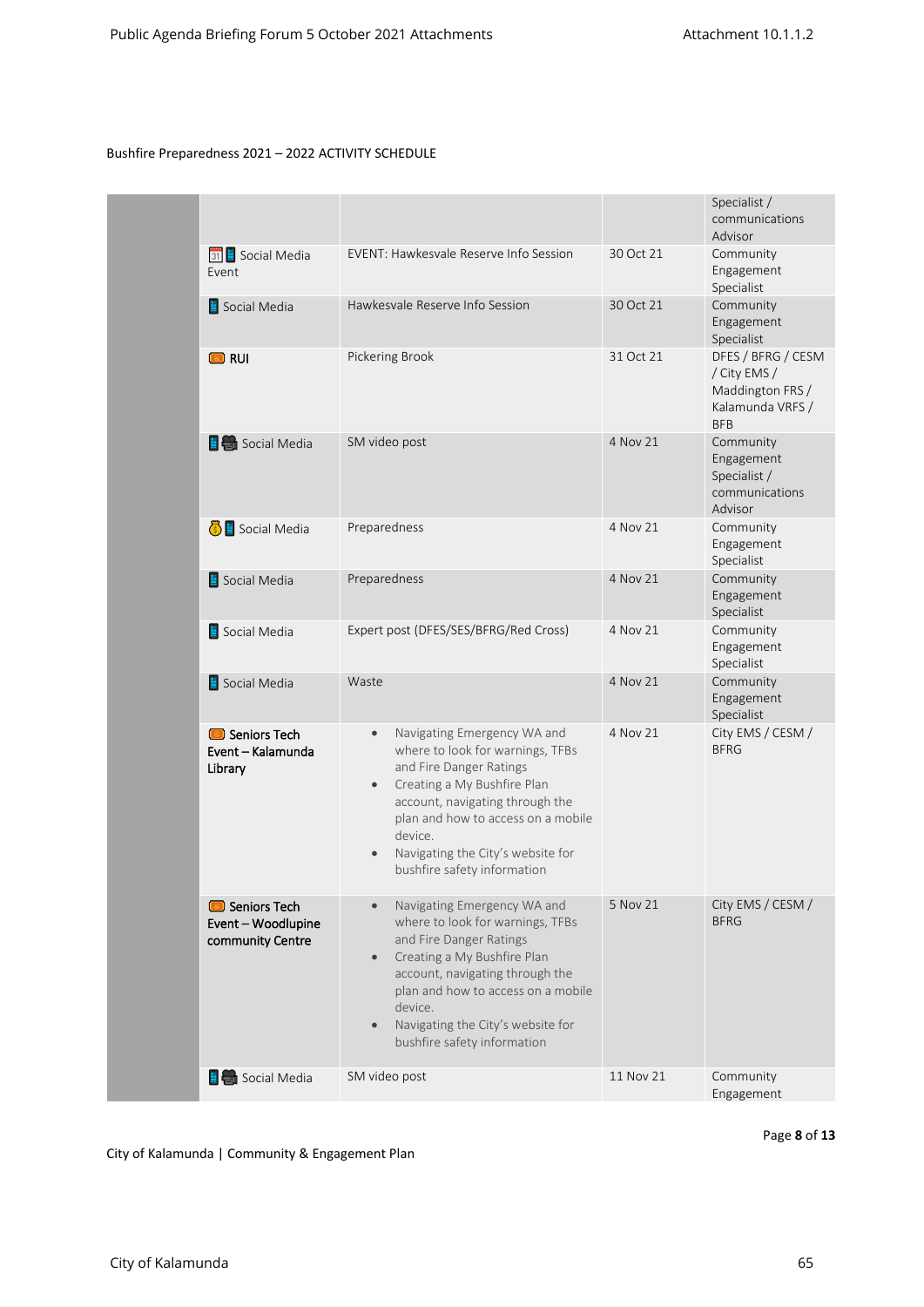Bushfire Preparedness 2021 – 2022 ACTIVITY SCHEDULE

| | | | | |
|---|---|---|---|---|
| | | | | Specialist / communications Advisor |
| | Social Media Event | EVENT: Hawkesvale Reserve Info Session | 30 Oct 21 | Community Engagement Specialist |
| | Social Media | Hawkesvale Reserve Info Session | 30 Oct 21 | Community Engagement Specialist |
| | **RUI** | Pickering Brook | 31 Oct 21 | DFES / BFRG / CESM / City EMS / Maddington FRS / Kalamunda VRFS / BFB |
| | Social Media | SM video post | 4 Nov 21 | Community Engagement Specialist / communications Advisor |
| | Social Media | Preparedness | 4 Nov 21 | Community Engagement Specialist |
| | Social Media | Preparedness | 4 Nov 21 | Community Engagement Specialist |
| | Social Media | Expert post (DFES/SES/BFRG/Red Cross) | 4 Nov 21 | Community Engagement Specialist |
| | Social Media | Waste | 4 Nov 21 | Community Engagement Specialist |
| | **Seniors Tech Event – Kalamunda Library** | • Navigating Emergency WA and where to look for warnings, TFBs and Fire Danger Ratings<br>• Creating a My Bushfire Plan account, navigating through the plan and how to access on a mobile device.<br>• Navigating the City's website for bushfire safety information | 4 Nov 21 | City EMS / CESM / BFRG |
| | **Seniors Tech Event – Woodlupine community Centre** | • Navigating Emergency WA and where to look for warnings, TFBs and Fire Danger Ratings<br>• Creating a My Bushfire Plan account, navigating through the plan and how to access on a mobile device.<br>• Navigating the City's website for bushfire safety information | 5 Nov 21 | City EMS / CESM / BFRG |
| | Social Media | SM video post | 11 Nov 21 | Community Engagement |

City of Kalamunda | Community & Engagement Plan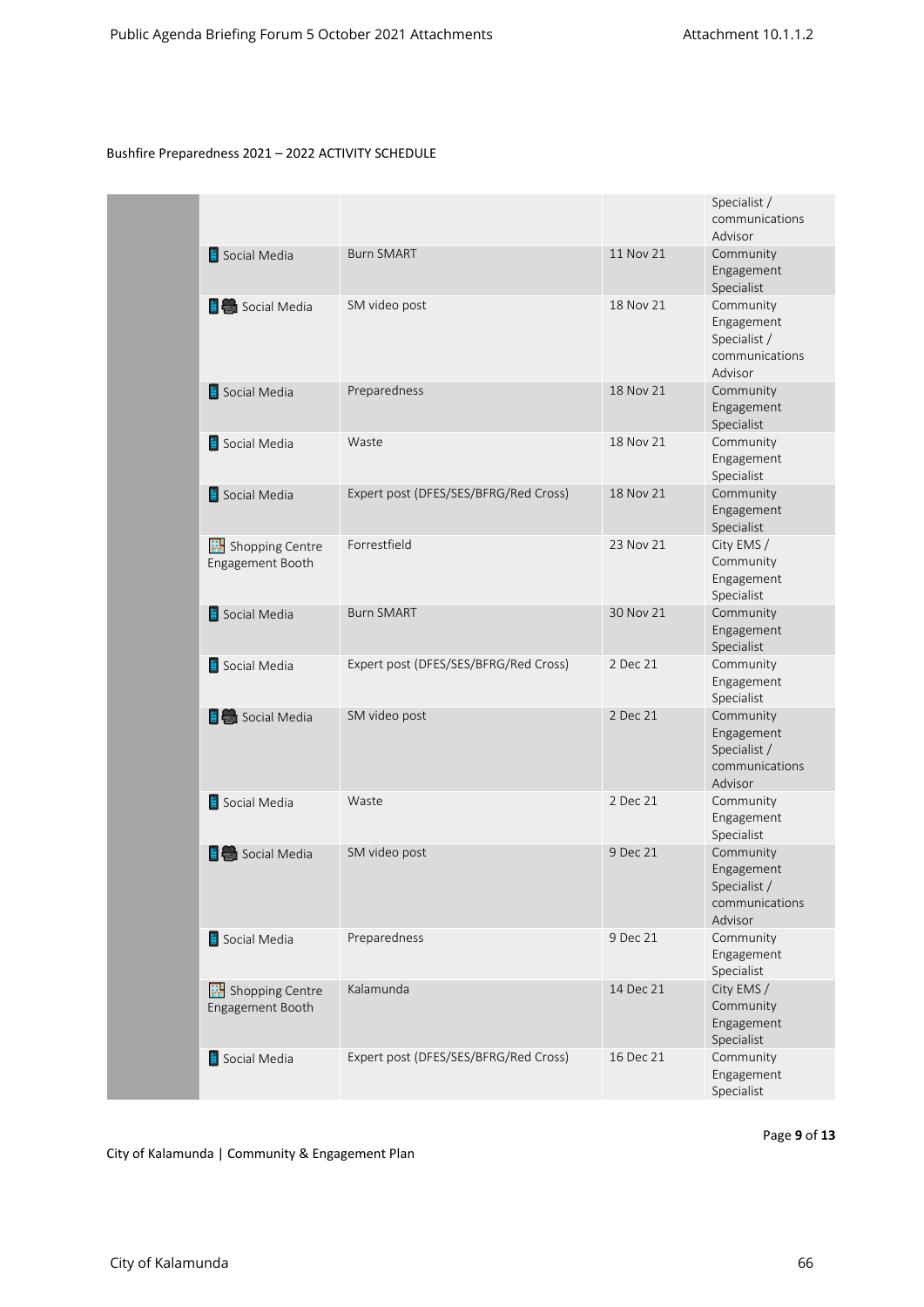Bushfire Preparedness 2021 – 2022 ACTIVITY SCHEDULE

| | | | | |
|---|---|---|---|---|
| | | | | Specialist / communications Advisor |
| | Social Media | Burn SMART | 11 Nov 21 | Community Engagement Specialist |
| | Social Media | SM video post | 18 Nov 21 | Community Engagement Specialist / communications Advisor |
| | Social Media | Preparedness | 18 Nov 21 | Community Engagement Specialist |
| | Social Media | Waste | 18 Nov 21 | Community Engagement Specialist |
| | Social Media | Expert post (DFES/SES/BFRG/Red Cross) | 18 Nov 21 | Community Engagement Specialist |
| | Shopping Centre Engagement Booth | Forrestfield | 23 Nov 21 | City EMS / Community Engagement Specialist |
| | Social Media | Burn SMART | 30 Nov 21 | Community Engagement Specialist |
| | Social Media | Expert post (DFES/SES/BFRG/Red Cross) | 2 Dec 21 | Community Engagement Specialist |
| | Social Media | SM video post | 2 Dec 21 | Community Engagement Specialist / communications Advisor |
| | Social Media | Waste | 2 Dec 21 | Community Engagement Specialist |
| | Social Media | SM video post | 9 Dec 21 | Community Engagement Specialist / communications Advisor |
| | Social Media | Preparedness | 9 Dec 21 | Community Engagement Specialist |
| | Shopping Centre Engagement Booth | Kalamunda | 14 Dec 21 | City EMS / Community Engagement Specialist |
| | Social Media | Expert post (DFES/SES/BFRG/Red Cross) | 16 Dec 21 | Community Engagement Specialist |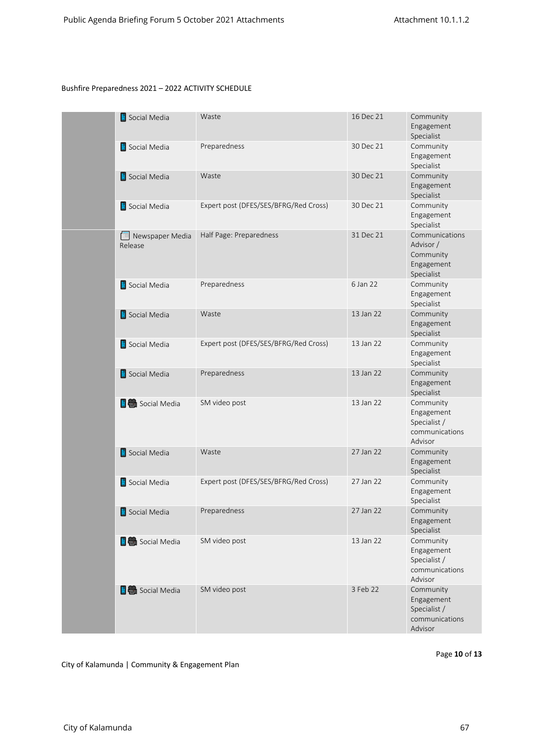Bushfire Preparedness 2021 – 2022 ACTIVITY SCHEDULE

| | | | | |
|---|---|---|---|---|
| | Social Media | Waste | 16 Dec 21 | Community Engagement Specialist |
| | Social Media | Preparedness | 30 Dec 21 | Community Engagement Specialist |
| | Social Media | Waste | 30 Dec 21 | Community Engagement Specialist |
| | Social Media | Expert post (DFES/SES/BFRG/Red Cross) | 30 Dec 21 | Community Engagement Specialist |
| | Newspaper Media Release | Half Page: Preparedness | 31 Dec 21 | Communications Advisor / Community Engagement Specialist |
| | Social Media | Preparedness | 6 Jan 22 | Community Engagement Specialist |
| | Social Media | Waste | 13 Jan 22 | Community Engagement Specialist |
| | Social Media | Expert post (DFES/SES/BFRG/Red Cross) | 13 Jan 22 | Community Engagement Specialist |
| | Social Media | Preparedness | 13 Jan 22 | Community Engagement Specialist |
| | Social Media | SM video post | 13 Jan 22 | Community Engagement Specialist / communications Advisor |
| | Social Media | Waste | 27 Jan 22 | Community Engagement Specialist |
| | Social Media | Expert post (DFES/SES/BFRG/Red Cross) | 27 Jan 22 | Community Engagement Specialist |
| | Social Media | Preparedness | 27 Jan 22 | Community Engagement Specialist |
| | Social Media | SM video post | 13 Jan 22 | Community Engagement Specialist / communications Advisor |
| | Social Media | SM video post | 3 Feb 22 | Community Engagement Specialist / communications Advisor |

City of Kalamunda | Community & Engagement Plan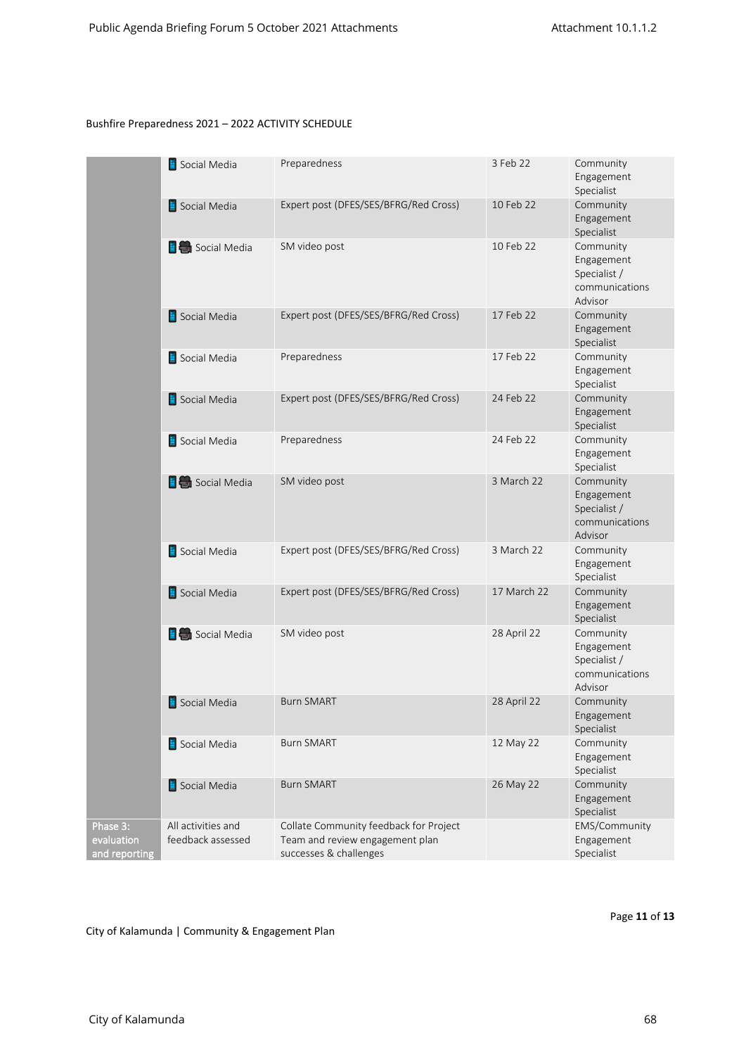Bushfire Preparedness 2021 – 2022 ACTIVITY SCHEDULE

| | | | | |
|---|---|---|---|---|
| | Social Media | Preparedness | 3 Feb 22 | Community Engagement Specialist |
| | Social Media | Expert post (DFES/SES/BFRG/Red Cross) | 10 Feb 22 | Community Engagement Specialist |
| | Social Media | SM video post | 10 Feb 22 | Community Engagement Specialist / communications Advisor |
| | Social Media | Expert post (DFES/SES/BFRG/Red Cross) | 17 Feb 22 | Community Engagement Specialist |
| | Social Media | Preparedness | 17 Feb 22 | Community Engagement Specialist |
| | Social Media | Expert post (DFES/SES/BFRG/Red Cross) | 24 Feb 22 | Community Engagement Specialist |
| | Social Media | Preparedness | 24 Feb 22 | Community Engagement Specialist |
| | Social Media | SM video post | 3 March 22 | Community Engagement Specialist / communications Advisor |
| | Social Media | Expert post (DFES/SES/BFRG/Red Cross) | 3 March 22 | Community Engagement Specialist |
| | Social Media | Expert post (DFES/SES/BFRG/Red Cross) | 17 March 22 | Community Engagement Specialist |
| | Social Media | SM video post | 28 April 22 | Community Engagement Specialist / communications Advisor |
| | Social Media | Burn SMART | 28 April 22 | Community Engagement Specialist |
| | Social Media | Burn SMART | 12 May 22 | Community Engagement Specialist |
| | Social Media | Burn SMART | 26 May 22 | Community Engagement Specialist |
| Phase 3: evaluation and reporting | All activities and feedback assessed | Collate Community feedback for Project Team and review engagement plan successes & challenges | | EMS/Community Engagement Specialist |

City of Kalamunda | Community & Engagement Plan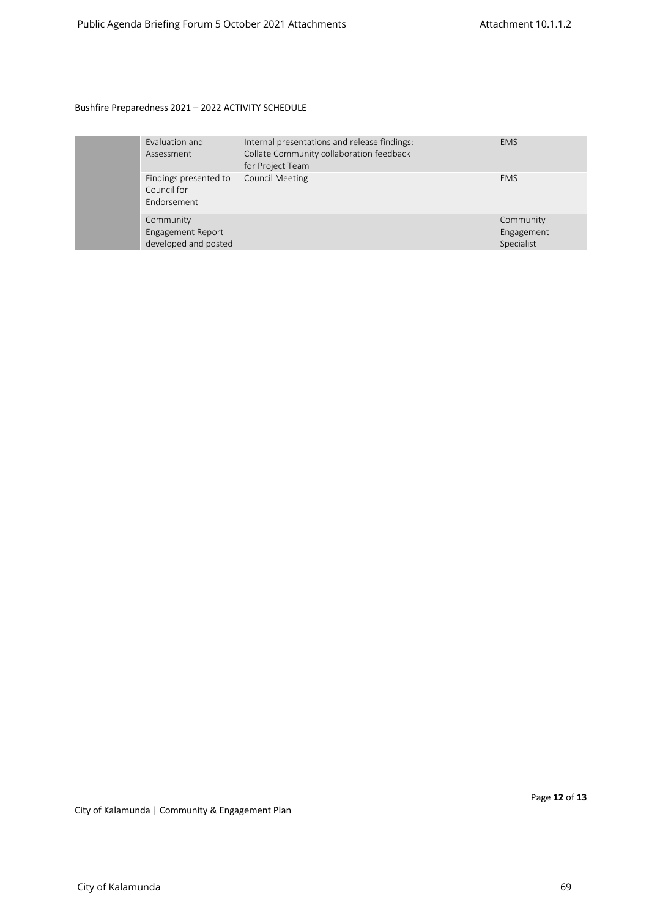Bushfire Preparedness 2021 – 2022 ACTIVITY SCHEDULE

| | | | | |
|---|---|---|---|---|
| | Evaluation and Assessment | Internal presentations and release findings: Collate Community collaboration feedback for Project Team | | EMS |
| | Findings presented to Council for Endorsement | Council Meeting | | EMS |
| | Community Engagement Report developed and posted | | | Community Engagement Specialist |

City of Kalamunda | Community & Engagement Plan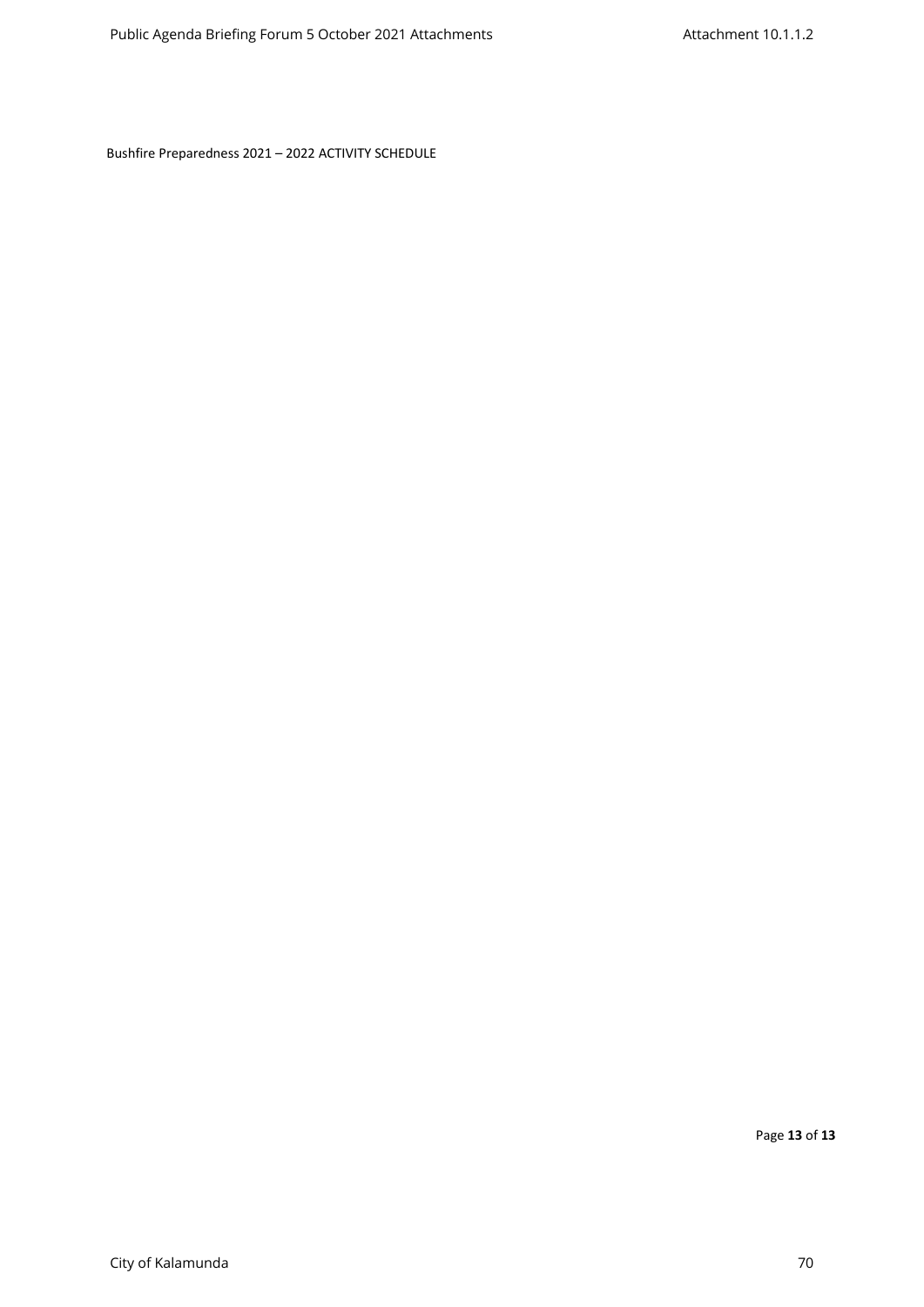Bushfire Preparedness 2021 – 2022 ACTIVITY SCHEDULE